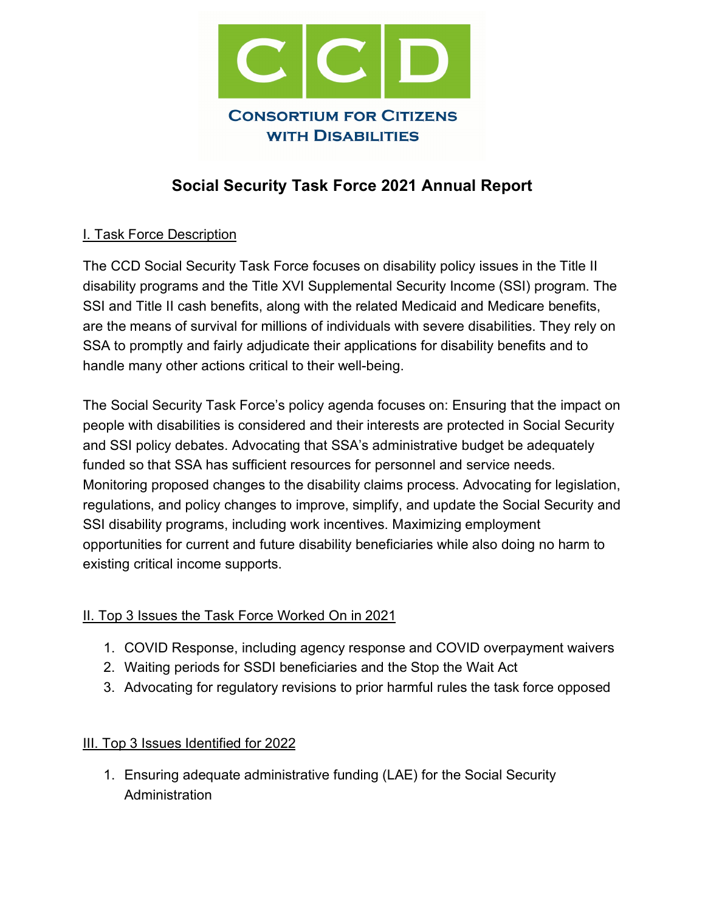CCD

Consortium for Citizens with Disabilities

# Social Security Task Force 2021 Annual Report

## I. Task Force Description

The CCD Social Security Task Force focuses on disability policy issues in the Title II disability programs and the Title XVI Supplemental Security Income (SSI) program. The SSI and Title II cash benefits, along with the related Medicaid and Medicare benefits, are the means of survival for millions of individuals with severe disabilities. They rely on SSA to promptly and fairly adjudicate their applications for disability benefits and to handle many other actions critical to their well-being.

The Social Security Task Force's policy agenda focuses on: Ensuring that the impact on people with disabilities is considered and their interests are protected in Social Security and SSI policy debates. Advocating that SSA's administrative budget be adequately funded so that SSA has sufficient resources for personnel and service needs. Monitoring proposed changes to the disability claims process. Advocating for legislation, regulations, and policy changes to improve, simplify, and update the Social Security and SSI disability programs, including work incentives. Maximizing employment opportunities for current and future disability beneficiaries while also doing no harm to existing critical income supports.

## II. Top 3 Issues the Task Force Worked On in 2021

1. COVID Response, including agency response and COVID overpayment waivers
2. Waiting periods for SSDI beneficiaries and the Stop the Wait Act
3. Advocating for regulatory revisions to prior harmful rules the task force opposed

## III. Top 3 Issues Identified for 2022

1. Ensuring adequate administrative funding (LAE) for the Social Security Administration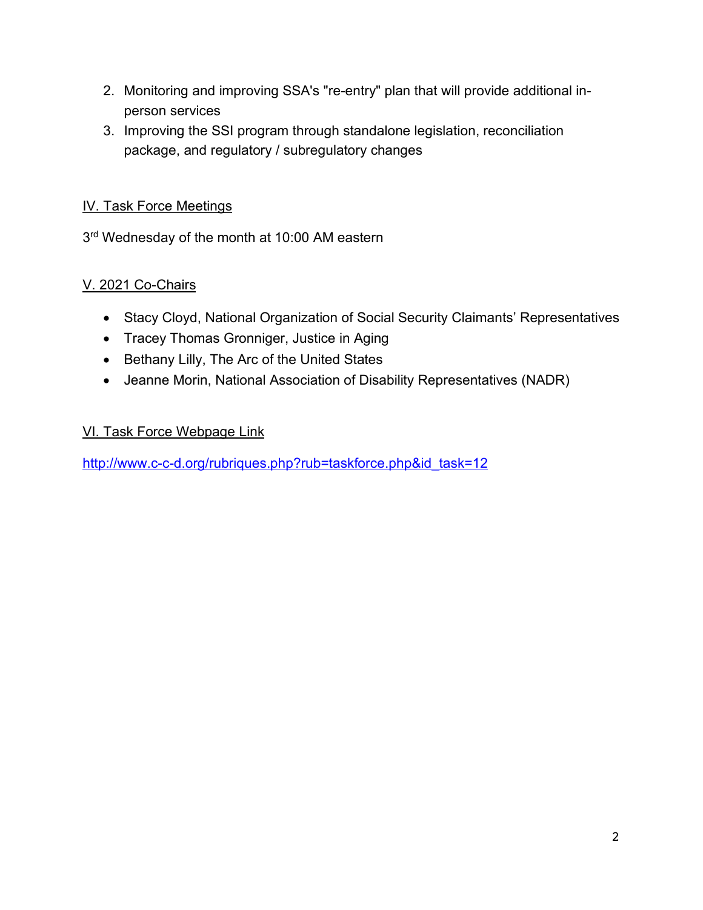2. Monitoring and improving SSA's "re-entry" plan that will provide additional in-person services
3. Improving the SSI program through standalone legislation, reconciliation package, and regulatory / subregulatory changes

## IV. Task Force Meetings

3rd Wednesday of the month at 10:00 AM eastern

## V. 2021 Co-Chairs

- Stacy Cloyd, National Organization of Social Security Claimants' Representatives
- Tracey Thomas Gronniger, Justice in Aging
- Bethany Lilly, The Arc of the United States
- Jeanne Morin, National Association of Disability Representatives (NADR)

## VI. Task Force Webpage Link

[http://www.c-c-d.org/rubriques.php?rub=taskforce.php&id_task=12](http://www.c-c-d.org/rubriques.php?rub=taskforce.php&id_task=12)